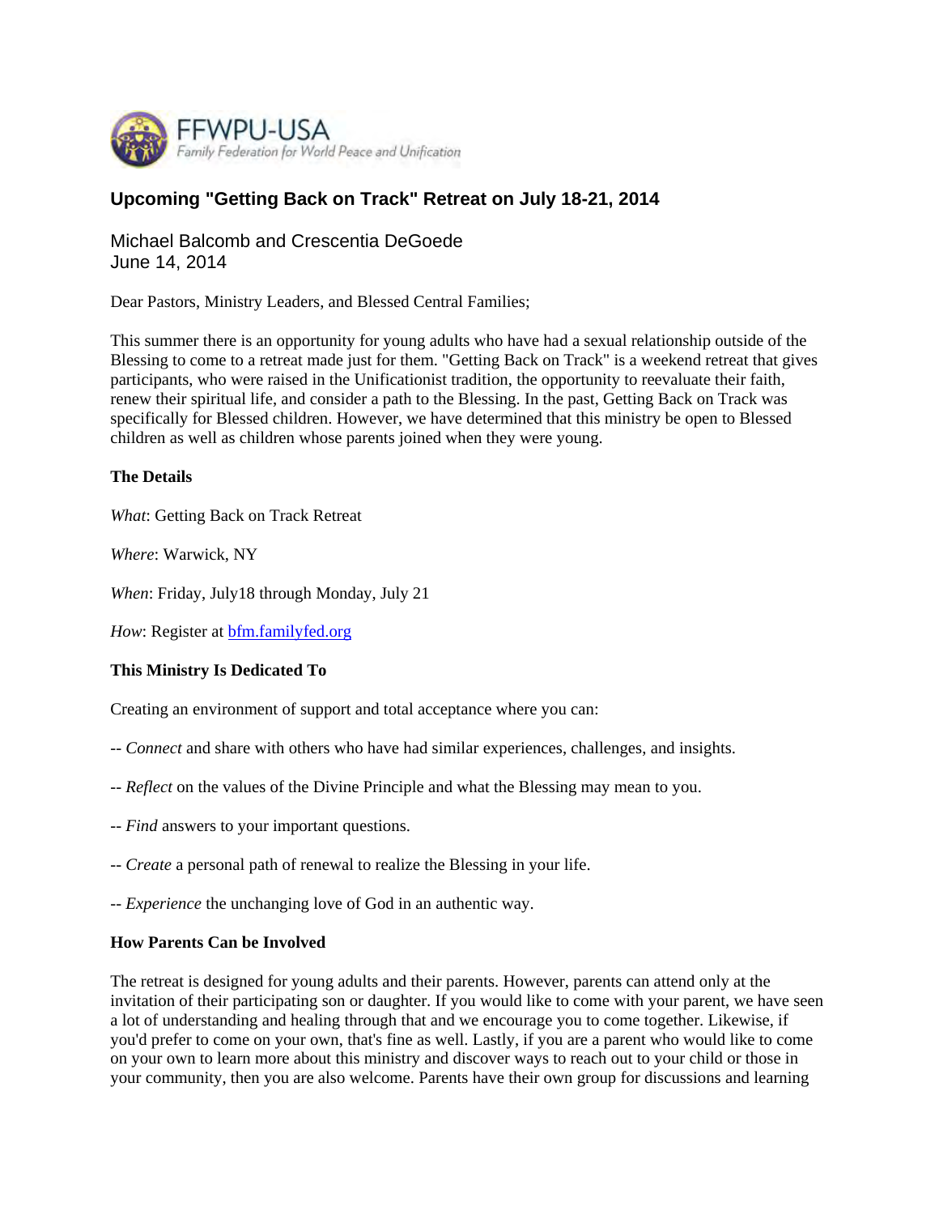FFWPU-USA
Family Federation for World Peace and Unification

# Upcoming "Getting Back on Track" Retreat on July 18-21, 2014

Michael Balcomb and Crescentia DeGoede
June 14, 2014

Dear Pastors, Ministry Leaders, and Blessed Central Families;

This summer there is an opportunity for young adults who have had a sexual relationship outside of the Blessing to come to a retreat made just for them. "Getting Back on Track" is a weekend retreat that gives participants, who were raised in the Unificationist tradition, the opportunity to reevaluate their faith, renew their spiritual life, and consider a path to the Blessing. In the past, Getting Back on Track was specifically for Blessed children. However, we have determined that this ministry be open to Blessed children as well as children whose parents joined when they were young.

**The Details**

*What*: Getting Back on Track Retreat

*Where*: Warwick, NY

*When*: Friday, July18 through Monday, July 21

*How*: Register at [bfm.familyfed.org](http://bfm.familyfed.org)

**This Ministry Is Dedicated To**

Creating an environment of support and total acceptance where you can:

-- *Connect* and share with others who have had similar experiences, challenges, and insights.

-- *Reflect* on the values of the Divine Principle and what the Blessing may mean to you.

-- *Find* answers to your important questions.

-- *Create* a personal path of renewal to realize the Blessing in your life.

-- *Experience* the unchanging love of God in an authentic way.

**How Parents Can be Involved**

The retreat is designed for young adults and their parents. However, parents can attend only at the invitation of their participating son or daughter. If you would like to come with your parent, we have seen a lot of understanding and healing through that and we encourage you to come together. Likewise, if you'd prefer to come on your own, that's fine as well. Lastly, if you are a parent who would like to come on your own to learn more about this ministry and discover ways to reach out to your child or those in your community, then you are also welcome. Parents have their own group for discussions and learning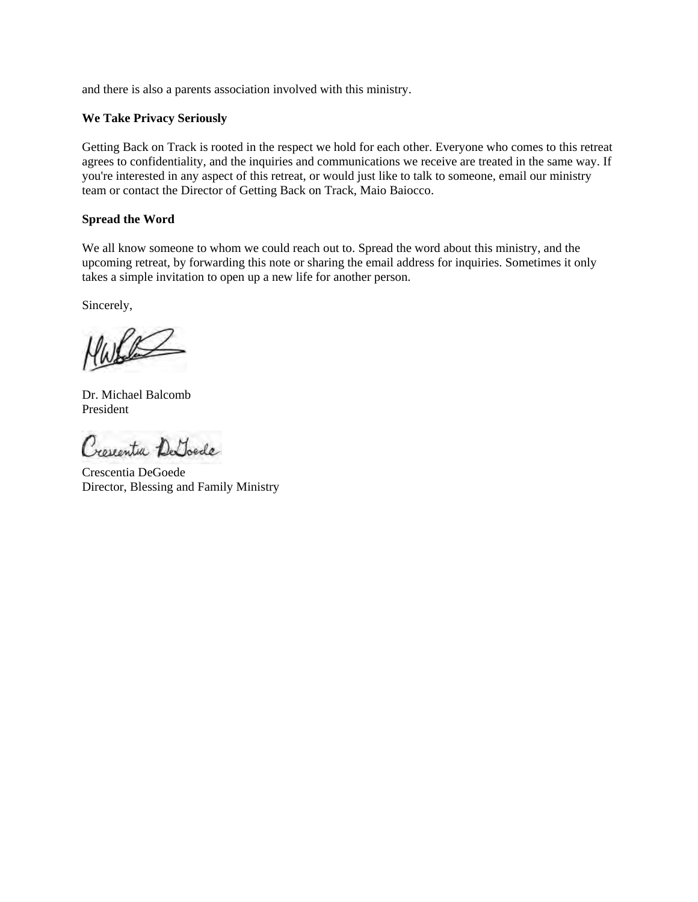and there is also a parents association involved with this ministry.

**We Take Privacy Seriously**

Getting Back on Track is rooted in the respect we hold for each other. Everyone who comes to this retreat agrees to confidentiality, and the inquiries and communications we receive are treated in the same way. If you're interested in any aspect of this retreat, or would just like to talk to someone, email our ministry team or contact the Director of Getting Back on Track, Maio Baiocco.

**Spread the Word**

We all know someone to whom we could reach out to. Spread the word about this ministry, and the upcoming retreat, by forwarding this note or sharing the email address for inquiries. Sometimes it only takes a simple invitation to open up a new life for another person.

Sincerely,

Dr. Michael Balcomb
President

Crescentia DeGoede
Director, Blessing and Family Ministry